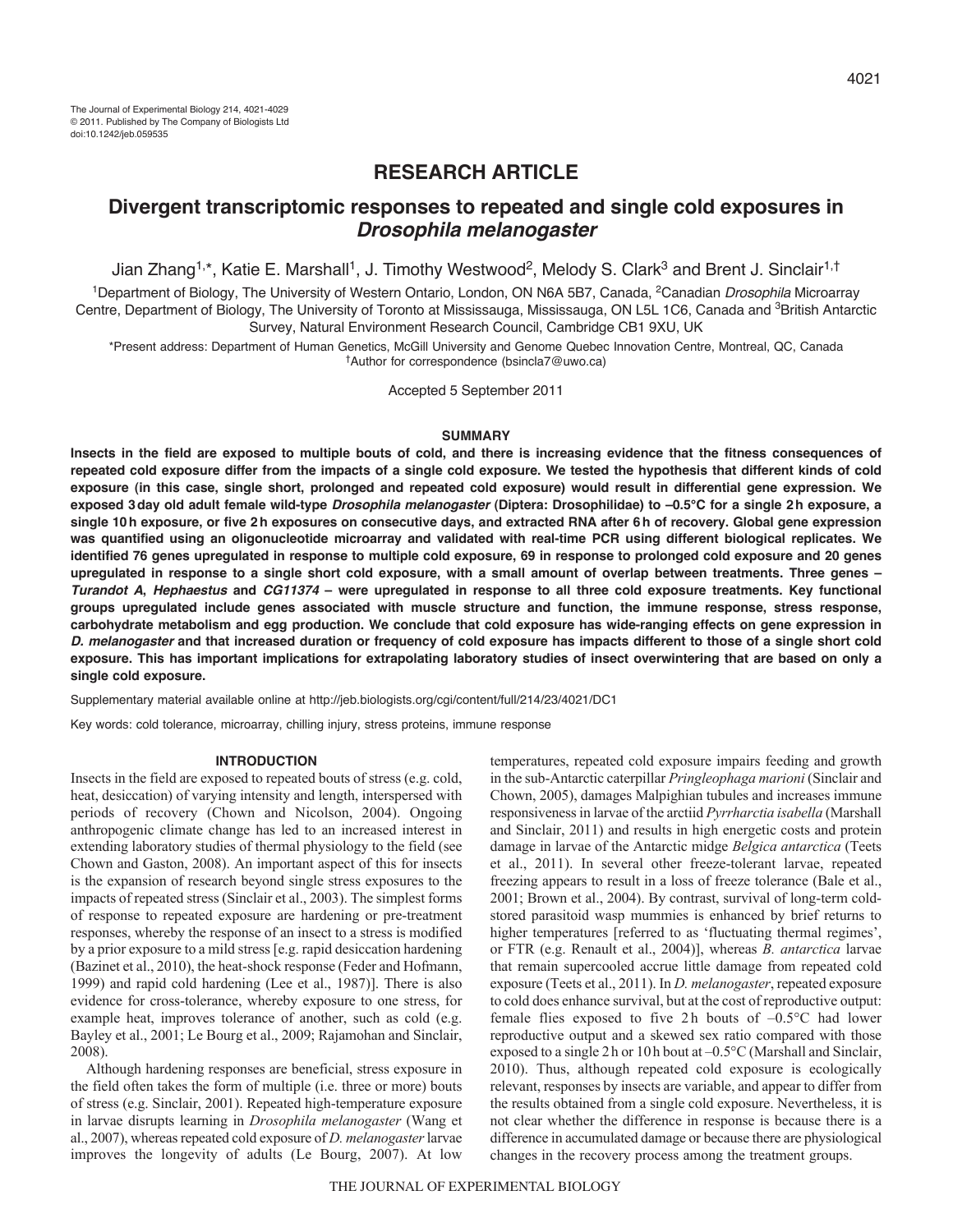# RESEARCH ARTICLE

# Divergent transcriptomic responses to repeated and single cold exposures in *Drosophila melanogaster*

Jian Zhang[1,*], Katie E. Marshall[1], J. Timothy Westwood[2], Melody S. Clark[3] and Brent J. Sinclair[1,†]

[1]Department of Biology, The University of Western Ontario, London, ON N6A 5B7, Canada, [2]Canadian *Drosophila* Microarray Centre, Department of Biology, The University of Toronto at Mississauga, Mississauga, ON L5L 1C6, Canada and [3]British Antarctic Survey, Natural Environment Research Council, Cambridge CB1 9XU, UK

*Present address: Department of Human Genetics, McGill University and Genome Quebec Innovation Centre, Montreal, QC, Canada

†Author for correspondence (bsincla7@uwo.ca)

Accepted 5 September 2011

## SUMMARY

**Insects in the field are exposed to multiple bouts of cold, and there is increasing evidence that the fitness consequences of repeated cold exposure differ from the impacts of a single cold exposure. We tested the hypothesis that different kinds of cold exposure (in this case, single short, prolonged and repeated cold exposure) would result in differential gene expression. We exposed 3 day old adult female wild-type *Drosophila melanogaster* (Diptera: Drosophilidae) to –0.5°C for a single 2 h exposure, a single 10 h exposure, or five 2 h exposures on consecutive days, and extracted RNA after 6 h of recovery. Global gene expression was quantified using an oligonucleotide microarray and validated with real-time PCR using different biological replicates. We identified 76 genes upregulated in response to multiple cold exposure, 69 in response to prolonged cold exposure and 20 genes upregulated in response to a single short cold exposure, with a small amount of overlap between treatments. Three genes – *Turandot A*, *Hephaestus* and *CG11374* – were upregulated in response to all three cold exposure treatments. Key functional groups upregulated include genes associated with muscle structure and function, the immune response, stress response, carbohydrate metabolism and egg production. We conclude that cold exposure has wide-ranging effects on gene expression in *D. melanogaster* and that increased duration or frequency of cold exposure has impacts different to those of a single short cold exposure. This has important implications for extrapolating laboratory studies of insect overwintering that are based on only a single cold exposure.**

Supplementary material available online at http://jeb.biologists.org/cgi/content/full/214/23/4021/DC1

Key words: cold tolerance, microarray, chilling injury, stress proteins, immune response

## INTRODUCTION

Insects in the field are exposed to repeated bouts of stress (e.g. cold, heat, desiccation) of varying intensity and length, interspersed with periods of recovery (Chown and Nicolson, 2004). Ongoing anthropogenic climate change has led to an increased interest in extending laboratory studies of thermal physiology to the field (see Chown and Gaston, 2008). An important aspect of this for insects is the expansion of research beyond single stress exposures to the impacts of repeated stress (Sinclair et al., 2003). The simplest forms of response to repeated exposure are hardening or pre-treatment responses, whereby the response of an insect to a stress is modified by a prior exposure to a mild stress [e.g. rapid desiccation hardening (Bazinet et al., 2010), the heat-shock response (Feder and Hofmann, 1999) and rapid cold hardening (Lee et al., 1987)]. There is also evidence for cross-tolerance, whereby exposure to one stress, for example heat, improves tolerance of another, such as cold (e.g. Bayley et al., 2001; Le Bourg et al., 2009; Rajamohan and Sinclair, 2008).

Although hardening responses are beneficial, stress exposure in the field often takes the form of multiple (i.e. three or more) bouts of stress (e.g. Sinclair, 2001). Repeated high-temperature exposure in larvae disrupts learning in *Drosophila melanogaster* (Wang et al., 2007), whereas repeated cold exposure of *D. melanogaster* larvae improves the longevity of adults (Le Bourg, 2007). At low temperatures, repeated cold exposure impairs feeding and growth in the sub-Antarctic caterpillar *Pringleophaga marioni* (Sinclair and Chown, 2005), damages Malpighian tubules and increases immune responsiveness in larvae of the arctiid *Pyrrharctia isabella* (Marshall and Sinclair, 2011) and results in high energetic costs and protein damage in larvae of the Antarctic midge *Belgica antarctica* (Teets et al., 2011). In several other freeze-tolerant larvae, repeated freezing appears to result in a loss of freeze tolerance (Bale et al., 2001; Brown et al., 2004). By contrast, survival of long-term cold-stored parasitoid wasp mummies is enhanced by brief returns to higher temperatures [referred to as 'fluctuating thermal regimes', or FTR (e.g. Renault et al., 2004)], whereas *B. antarctica* larvae that remain supercooled accrue little damage from repeated cold exposure (Teets et al., 2011). In *D. melanogaster*, repeated exposure to cold does enhance survival, but at the cost of reproductive output: female flies exposed to five 2 h bouts of –0.5°C had lower reproductive output and a skewed sex ratio compared with those exposed to a single 2 h or 10 h bout at –0.5°C (Marshall and Sinclair, 2010). Thus, although repeated cold exposure is ecologically relevant, responses by insects are variable, and appear to differ from the results obtained from a single cold exposure. Nevertheless, it is not clear whether the difference in response is because there is a difference in accumulated damage or because there are physiological changes in the recovery process among the treatment groups.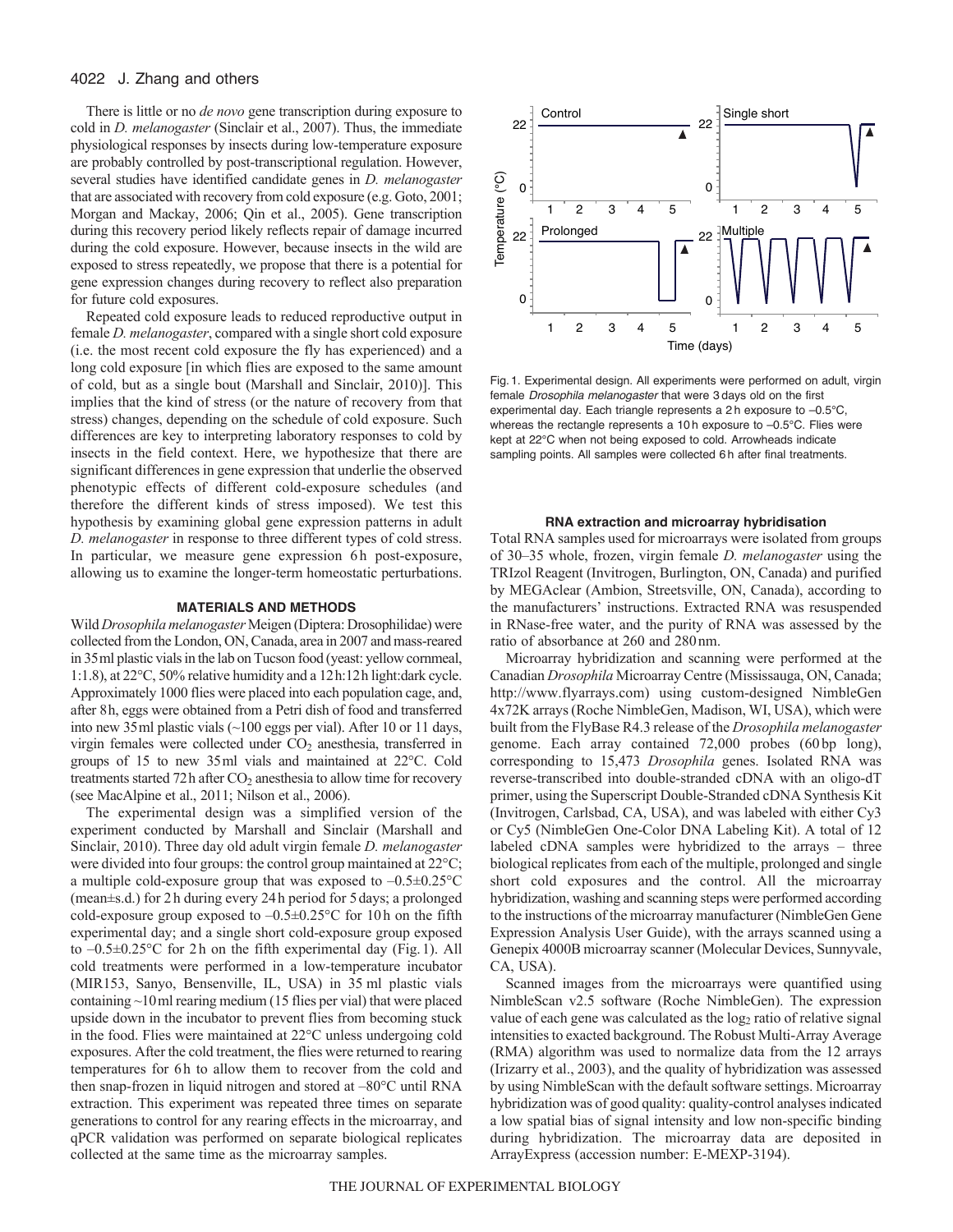There is little or no *de novo* gene transcription during exposure to cold in *D. melanogaster* (Sinclair et al., 2007). Thus, the immediate physiological responses by insects during low-temperature exposure are probably controlled by post-transcriptional regulation. However, several studies have identified candidate genes in *D. melanogaster* that are associated with recovery from cold exposure (e.g. Goto, 2001; Morgan and Mackay, 2006; Qin et al., 2005). Gene transcription during this recovery period likely reflects repair of damage incurred during the cold exposure. However, because insects in the wild are exposed to stress repeatedly, we propose that there is a potential for gene expression changes during recovery to reflect also preparation for future cold exposures.

Repeated cold exposure leads to reduced reproductive output in female *D. melanogaster*, compared with a single short cold exposure (i.e. the most recent cold exposure the fly has experienced) and a long cold exposure [in which flies are exposed to the same amount of cold, but as a single bout (Marshall and Sinclair, 2010)]. This implies that the kind of stress (or the nature of recovery from that stress) changes, depending on the schedule of cold exposure. Such differences are key to interpreting laboratory responses to cold by insects in the field context. Here, we hypothesize that there are significant differences in gene expression that underlie the observed phenotypic effects of different cold-exposure schedules (and therefore the different kinds of stress imposed). We test this hypothesis by examining global gene expression patterns in adult *D. melanogaster* in response to three different types of cold stress. In particular, we measure gene expression 6 h post-exposure, allowing us to examine the longer-term homeostatic perturbations.

## MATERIALS AND METHODS

Wild *Drosophila melanogaster* Meigen (Diptera: Drosophilidae) were collected from the London, ON, Canada, area in 2007 and mass-reared in 35 ml plastic vials in the lab on Tucson food (yeast: yellow cornmeal, 1:1.8), at 22°C, 50% relative humidity and a 12 h:12 h light:dark cycle. Approximately 1000 flies were placed into each population cage, and, after 8 h, eggs were obtained from a Petri dish of food and transferred into new 35 ml plastic vials (~100 eggs per vial). After 10 or 11 days, virgin females were collected under $CO_2$ anesthesia, transferred in groups of 15 to new 35 ml vials and maintained at 22°C. Cold treatments started 72 h after $CO_2$ anesthesia to allow time for recovery (see MacAlpine et al., 2011; Nilson et al., 2006).

The experimental design was a simplified version of the experiment conducted by Marshall and Sinclair (Marshall and Sinclair, 2010). Three day old adult virgin female *D. melanogaster* were divided into four groups: the control group maintained at 22°C; a multiple cold-exposure group that was exposed to –0.5±0.25°C (mean±s.d.) for 2 h during every 24 h period for 5 days; a prolonged cold-exposure group exposed to –0.5±0.25°C for 10 h on the fifth experimental day; and a single short cold-exposure group exposed to –0.5±0.25°C for 2 h on the fifth experimental day (Fig. 1). All cold treatments were performed in a low-temperature incubator (MIR153, Sanyo, Bensenville, IL, USA) in 35 ml plastic vials containing ~10 ml rearing medium (15 flies per vial) that were placed upside down in the incubator to prevent flies from becoming stuck in the food. Flies were maintained at 22°C unless undergoing cold exposures. After the cold treatment, the flies were returned to rearing temperatures for 6 h to allow them to recover from the cold and then snap-frozen in liquid nitrogen and stored at –80°C until RNA extraction. This experiment was repeated three times on separate generations to control for any rearing effects in the microarray, and qPCR validation was performed on separate biological replicates collected at the same time as the microarray samples.

Fig. 1. Experimental design. All experiments were performed on adult, virgin female *Drosophila melanogaster* that were 3 days old on the first experimental day. Each triangle represents a 2 h exposure to –0.5°C, whereas the rectangle represents a 10 h exposure to –0.5°C. Flies were kept at 22°C when not being exposed to cold. Arrowheads indicate sampling points. All samples were collected 6 h after final treatments.

#### RNA extraction and microarray hybridisation

Total RNA samples used for microarrays were isolated from groups of 30–35 whole, frozen, virgin female *D. melanogaster* using the TRIzol Reagent (Invitrogen, Burlington, ON, Canada) and purified by MEGAclear (Ambion, Streetsville, ON, Canada), according to the manufacturers' instructions. Extracted RNA was resuspended in RNase-free water, and the purity of RNA was assessed by the ratio of absorbance at 260 and 280 nm.

Microarray hybridization and scanning were performed at the Canadian *Drosophila* Microarray Centre (Mississauga, ON, Canada; http://www.flyarrays.com) using custom-designed NimbleGen 4x72K arrays (Roche NimbleGen, Madison, WI, USA), which were built from the FlyBase R4.3 release of the *Drosophila melanogaster* genome. Each array contained 72,000 probes (60 bp long), corresponding to 15,473 *Drosophila* genes. Isolated RNA was reverse-transcribed into double-stranded cDNA with an oligo-dT primer, using the Superscript Double-Stranded cDNA Synthesis Kit (Invitrogen, Carlsbad, CA, USA), and was labeled with either Cy3 or Cy5 (NimbleGen One-Color DNA Labeling Kit). A total of 12 labeled cDNA samples were hybridized to the arrays – three biological replicates from each of the multiple, prolonged and single short cold exposures and the control. All the microarray hybridization, washing and scanning steps were performed according to the instructions of the microarray manufacturer (NimbleGen Gene Expression Analysis User Guide), with the arrays scanned using a Genepix 4000B microarray scanner (Molecular Devices, Sunnyvale, CA, USA).

Scanned images from the microarrays were quantified using NimbleScan v2.5 software (Roche NimbleGen). The expression value of each gene was calculated as the $\log_2$ ratio of relative signal intensities to exacted background. The Robust Multi-Array Average (RMA) algorithm was used to normalize data from the 12 arrays (Irizarry et al., 2003), and the quality of hybridization was assessed by using NimbleScan with the default software settings. Microarray hybridization was of good quality: quality-control analyses indicated a low spatial bias of signal intensity and low non-specific binding during hybridization. The microarray data are deposited in ArrayExpress (accession number: E-MEXP-3194).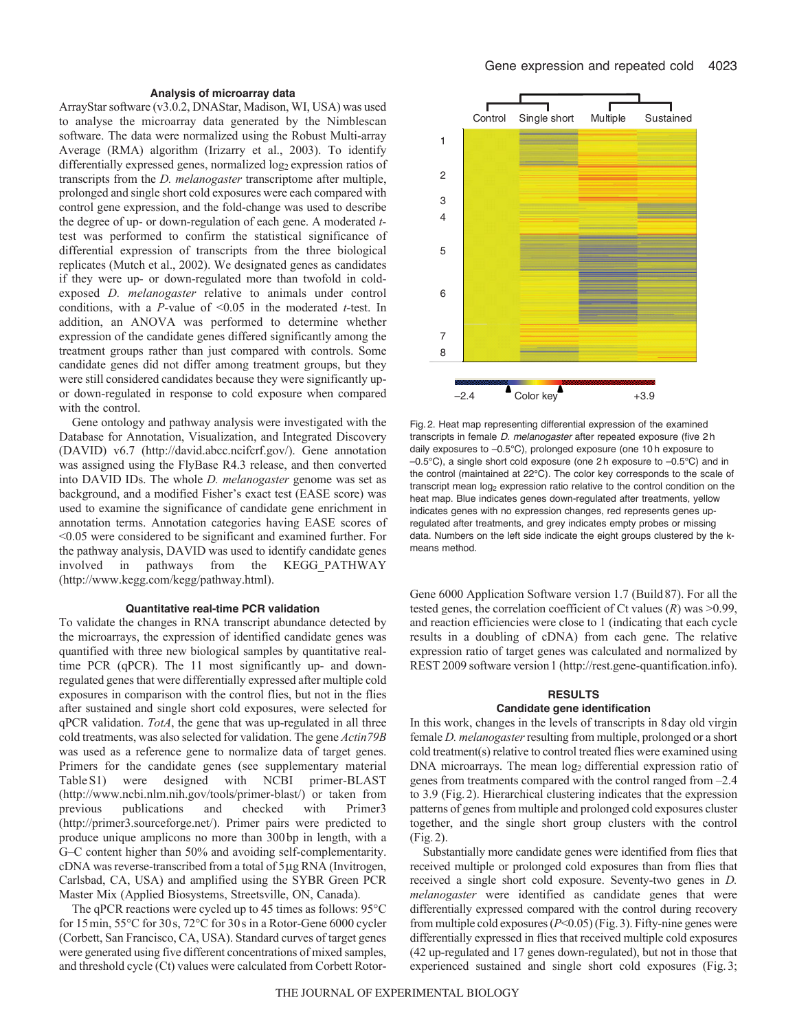### Analysis of microarray data

ArrayStar software (v3.0.2, DNAStar, Madison, WI, USA) was used to analyse the microarray data generated by the Nimblescan software. The data were normalized using the Robust Multi-array Average (RMA) algorithm (Irizarry et al., 2003). To identify differentially expressed genes, normalized $\log_2$ expression ratios of transcripts from the *D. melanogaster* transcriptome after multiple, prolonged and single short cold exposures were each compared with control gene expression, and the fold-change was used to describe the degree of up- or down-regulation of each gene. A moderated *t*-test was performed to confirm the statistical significance of differential expression of transcripts from the three biological replicates (Mutch et al., 2002). We designated genes as candidates if they were up- or down-regulated more than twofold in cold-exposed *D. melanogaster* relative to animals under control conditions, with a *P*-value of <0.05 in the moderated *t*-test. In addition, an ANOVA was performed to determine whether expression of the candidate genes differed significantly among the treatment groups rather than just compared with controls. Some candidate genes did not differ among treatment groups, but they were still considered candidates because they were significantly up- or down-regulated in response to cold exposure when compared with the control.

Gene ontology and pathway analysis were investigated with the Database for Annotation, Visualization, and Integrated Discovery (DAVID) v6.7 (http://david.abcc.ncifcrf.gov/). Gene annotation was assigned using the FlyBase R4.3 release, and then converted into DAVID IDs. The whole *D. melanogaster* genome was set as background, and a modified Fisher's exact test (EASE score) was used to examine the significance of candidate gene enrichment in annotation terms. Annotation categories having EASE scores of <0.05 were considered to be significant and examined further. For the pathway analysis, DAVID was used to identify candidate genes involved in pathways from the KEGG_PATHWAY (http://www.kegg.com/kegg/pathway.html).

### Quantitative real-time PCR validation

To validate the changes in RNA transcript abundance detected by the microarrays, the expression of identified candidate genes was quantified with three new biological samples by quantitative real-time PCR (qPCR). The 11 most significantly up- and down-regulated genes that were differentially expressed after multiple cold exposures in comparison with the control flies, but not in the flies after sustained and single short cold exposures, were selected for qPCR validation. *TotA*, the gene that was up-regulated in all three cold treatments, was also selected for validation. The gene *Actin79B* was used as a reference gene to normalize data of target genes. Primers for the candidate genes (see supplementary material Table S1) were designed with NCBI primer-BLAST (http://www.ncbi.nlm.nih.gov/tools/primer-blast/) or taken from previous publications and checked with Primer3 (http://primer3.sourceforge.net/). Primer pairs were predicted to produce unique amplicons no more than 300 bp in length, with a G–C content higher than 50% and avoiding self-complementarity. cDNA was reverse-transcribed from a total of 5 µg RNA (Invitrogen, Carlsbad, CA, USA) and amplified using the SYBR Green PCR Master Mix (Applied Biosystems, Streetsville, ON, Canada).

The qPCR reactions were cycled up to 45 times as follows: 95°C for 15 min, 55°C for 30 s, 72°C for 30 s in a Rotor-Gene 6000 cycler (Corbett, San Francisco, CA, USA). Standard curves of target genes were generated using five different concentrations of mixed samples, and threshold cycle (Ct) values were calculated from Corbett Rotor-Gene 6000 Application Software version 1.7 (Build 87). For all the tested genes, the correlation coefficient of Ct values (*R*) was >0.99, and reaction efficiencies were close to 1 (indicating that each cycle results in a doubling of cDNA) from each gene. The relative expression ratio of target genes was calculated and normalized by REST 2009 software version 1 (http://rest.gene-quantification.info).

Fig. 2. Heat map representing differential expression of the examined transcripts in female *D. melanogaster* after repeated exposure (five 2 h daily exposures to –0.5°C), prolonged exposure (one 10 h exposure to –0.5°C), a single short cold exposure (one 2 h exposure to –0.5°C) and in the control (maintained at 22°C). The color key corresponds to the scale of transcript mean $\log_2$ expression ratio relative to the control condition on the heat map. Blue indicates genes down-regulated after treatments, yellow indicates genes with no expression changes, red represents genes up-regulated after treatments, and grey indicates empty probes or missing data. Numbers on the left side indicate the eight groups clustered by the k-means method.

## RESULTS

### Candidate gene identification

In this work, changes in the levels of transcripts in 8 day old virgin female *D. melanogaster* resulting from multiple, prolonged or a short cold treatment(s) relative to control treated flies were examined using DNA microarrays. The mean $\log_2$ differential expression ratio of genes from treatments compared with the control ranged from –2.4 to 3.9 (Fig. 2). Hierarchical clustering indicates that the expression patterns of genes from multiple and prolonged cold exposures cluster together, and the single short group clusters with the control (Fig. 2).

Substantially more candidate genes were identified from flies that received multiple or prolonged cold exposures than from flies that received a single short cold exposure. Seventy-two genes in *D. melanogaster* were identified as candidate genes that were differentially expressed compared with the control during recovery from multiple cold exposures (*P*<0.05) (Fig. 3). Fifty-nine genes were differentially expressed in flies that received multiple cold exposures (42 up-regulated and 17 genes down-regulated), but not in those that experienced sustained and single short cold exposures (Fig. 3;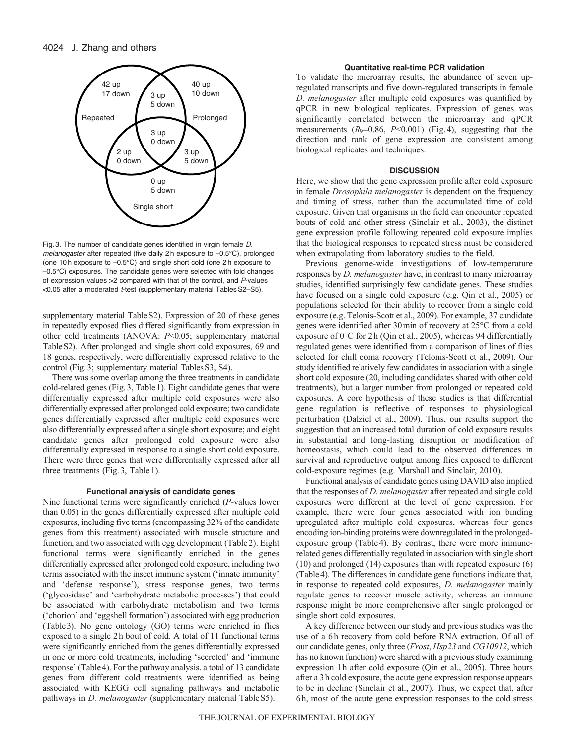Fig. 3. The number of candidate genes identified in virgin female *D. melanogaster* after repeated (five daily 2 h exposure to –0.5°C), prolonged (one 10 h exposure to –0.5°C) and single short cold (one 2 h exposure to –0.5°C) exposures. The candidate genes were selected with fold changes of expression values >2 compared with that of the control, and *P*-values <0.05 after a moderated *t*-test (supplementary material Tables S2–S5).

supplementary material Table S2). Expression of 20 of these genes in repeatedly exposed flies differed significantly from expression in other cold treatments (ANOVA: $P<0.05$; supplementary material Table S2). After prolonged and single short cold exposures, 69 and 18 genes, respectively, were differentially expressed relative to the control (Fig. 3; supplementary material Tables S3, S4).

There was some overlap among the three treatments in candidate cold-related genes (Fig. 3, Table 1). Eight candidate genes that were differentially expressed after multiple cold exposures were also differentially expressed after prolonged cold exposure; two candidate genes differentially expressed after multiple cold exposures were also differentially expressed after a single short exposure; and eight candidate genes after prolonged cold exposure were also differentially expressed in response to a single short cold exposure. There were three genes that were differentially expressed after all three treatments (Fig. 3, Table 1).

### Functional analysis of candidate genes

Nine functional terms were significantly enriched (*P*-values lower than 0.05) in the genes differentially expressed after multiple cold exposures, including five terms (encompassing 32% of the candidate genes from this treatment) associated with muscle structure and function, and two associated with egg development (Table 2). Eight functional terms were significantly enriched in the genes differentially expressed after prolonged cold exposure, including two terms associated with the insect immune system ('innate immunity' and 'defense response'), stress response genes, two terms ('glycosidase' and 'carbohydrate metabolic processes') that could be associated with carbohydrate metabolism and two terms ('chorion' and 'eggshell formation') associated with egg production (Table 3). No gene ontology (GO) terms were enriched in flies exposed to a single 2 h bout of cold. A total of 11 functional terms were significantly enriched from the genes differentially expressed in one or more cold treatments, including 'secreted' and 'immune response' (Table 4). For the pathway analysis, a total of 13 candidate genes from different cold treatments were identified as being associated with KEGG cell signaling pathways and metabolic pathways in *D. melanogaster* (supplementary material Table S5).

### Quantitative real-time PCR validation

To validate the microarray results, the abundance of seven up-regulated transcripts and five down-regulated transcripts in female *D. melanogaster* after multiple cold exposures was quantified by qPCR in new biological replicates. Expression of genes was significantly correlated between the microarray and qPCR measurements ($R_9$=0.86, $P<0.001$) (Fig. 4), suggesting that the direction and rank of gene expression are consistent among biological replicates and techniques.

## DISCUSSION

Here, we show that the gene expression profile after cold exposure in female *Drosophila melanogaster* is dependent on the frequency and timing of stress, rather than the accumulated time of cold exposure. Given that organisms in the field can encounter repeated bouts of cold and other stress (Sinclair et al., 2003), the distinct gene expression profile following repeated cold exposure implies that the biological responses to repeated stress must be considered when extrapolating from laboratory studies to the field.

Previous genome-wide investigations of low-temperature responses by *D. melanogaster* have, in contrast to many microarray studies, identified surprisingly few candidate genes. These studies have focused on a single cold exposure (e.g. Qin et al., 2005) or populations selected for their ability to recover from a single cold exposure (e.g. Telonis-Scott et al., 2009). For example, 37 candidate genes were identified after 30 min of recovery at 25°C from a cold exposure of 0°C for 2 h (Qin et al., 2005), whereas 94 differentially regulated genes were identified from a comparison of lines of flies selected for chill coma recovery (Telonis-Scott et al., 2009). Our study identified relatively few candidates in association with a single short cold exposure (20, including candidates shared with other cold treatments), but a larger number from prolonged or repeated cold exposures. A core hypothesis of these studies is that differential gene regulation is reflective of responses to physiological perturbation (Dalziel et al., 2009). Thus, our results support the suggestion that an increased total duration of cold exposure results in substantial and long-lasting disruption or modification of homeostasis, which could lead to the observed differences in survival and reproductive output among flies exposed to different cold-exposure regimes (e.g. Marshall and Sinclair, 2010).

Functional analysis of candidate genes using DAVID also implied that the responses of *D. melanogaster* after repeated and single cold exposures were different at the level of gene expression. For example, there were four genes associated with ion binding upregulated after multiple cold exposures, whereas four genes encoding ion-binding proteins were downregulated in the prolonged-exposure group (Table 4). By contrast, there were more immune-related genes differentially regulated in association with single short (10) and prolonged (14) exposures than with repeated exposure (6) (Table 4). The differences in candidate gene functions indicate that, in response to repeated cold exposures, *D. melanogaster* mainly regulate genes to recover muscle activity, whereas an immune response might be more comprehensive after single prolonged or single short cold exposures.

A key difference between our study and previous studies was the use of a 6 h recovery from cold before RNA extraction. Of all of our candidate genes, only three (*Frost*, *Hsp23* and *CG10912*, which has no known function) were shared with a previous study examining expression 1 h after cold exposure (Qin et al., 2005). Three hours after a 3 h cold exposure, the acute gene expression response appears to be in decline (Sinclair et al., 2007). Thus, we expect that, after 6 h, most of the acute gene expression responses to the cold stress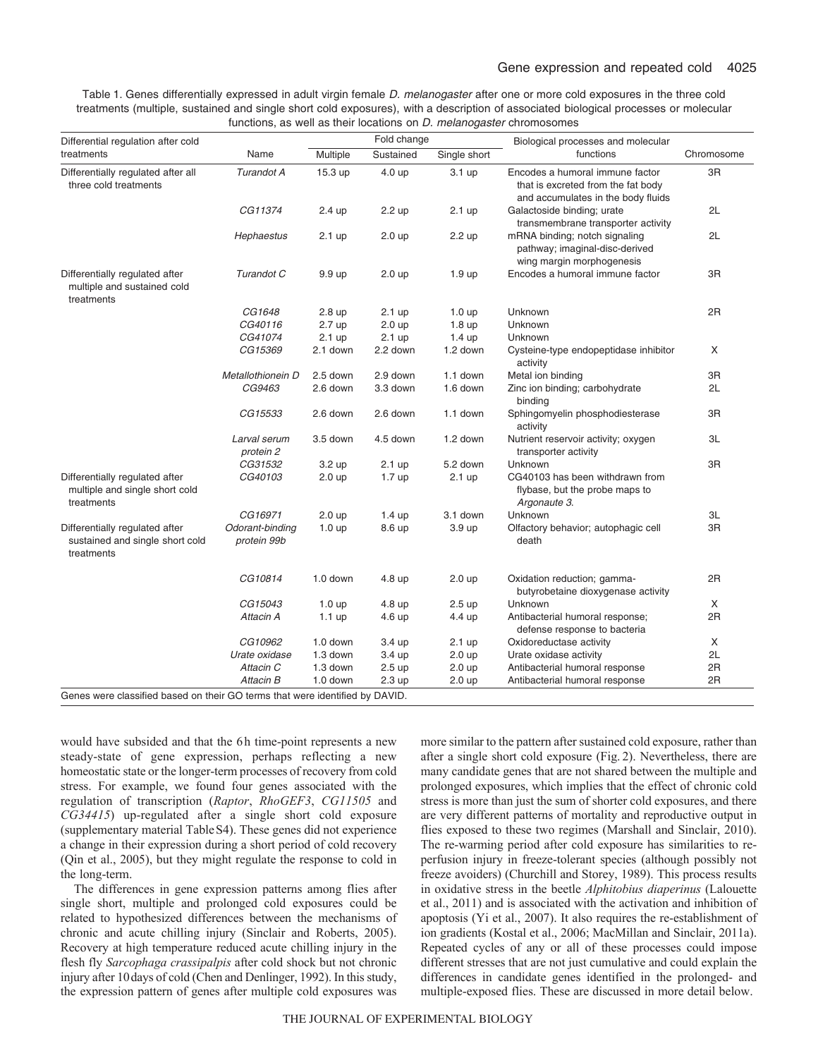Table 1. Genes differentially expressed in adult virgin female *D. melanogaster* after one or more cold exposures in the three cold treatments (multiple, sustained and single short cold exposures), with a description of associated biological processes or molecular functions, as well as their locations on *D. melanogaster* chromosomes

| Differential regulation after cold treatments | Name | Fold change | | | Biological processes and molecular functions | Chromosome |
|---|---|---|---|---|---|---|
| | | Multiple | Sustained | Single short | | |
| Differentially regulated after all three cold treatments | *Turandot A* | 15.3 up | 4.0 up | 3.1 up | Encodes a humoral immune factor that is excreted from the fat body and accumulates in the body fluids | 3R |
| | *CG11374* | 2.4 up | 2.2 up | 2.1 up | Galactoside binding; urate transmembrane transporter activity | 2L |
| | *Hephaestus* | 2.1 up | 2.0 up | 2.2 up | mRNA binding; notch signaling pathway; imaginal-disc-derived wing margin morphogenesis | 2L |
| Differentially regulated after multiple and sustained cold treatments | *Turandot C* | 9.9 up | 2.0 up | 1.9 up | Encodes a humoral immune factor | 3R |
| | *CG1648* | 2.8 up | 2.1 up | 1.0 up | Unknown | 2R |
| | *CG40116* | 2.7 up | 2.0 up | 1.8 up | Unknown | |
| | *CG41074* | 2.1 up | 2.1 up | 1.4 up | Unknown | |
| | *CG15369* | 2.1 down | 2.2 down | 1.2 down | Cysteine-type endopeptidase inhibitor activity | X |
| | *Metallothionein D* | 2.5 down | 2.9 down | 1.1 down | Metal ion binding | 3R |
| | *CG9463* | 2.6 down | 3.3 down | 1.6 down | Zinc ion binding; carbohydrate binding | 2L |
| | *CG15533* | 2.6 down | 2.6 down | 1.1 down | Sphingomyelin phosphodiesterase activity | 3R |
| | *Larval serum protein 2* | 3.5 down | 4.5 down | 1.2 down | Nutrient reservoir activity; oxygen transporter activity | 3L |
| | *CG31532* | 3.2 up | 2.1 up | 5.2 down | Unknown | 3R |
| Differentially regulated after multiple and single short cold treatments | *CG40103* | 2.0 up | 1.7 up | 2.1 up | CG40103 has been withdrawn from flybase, but the probe maps to *Argonaute 3*. | |
| | *CG16971* | 2.0 up | 1.4 up | 3.1 down | Unknown | 3L |
| Differentially regulated after sustained and single short cold treatments | *Odorant-binding protein 99b* | 1.0 up | 8.6 up | 3.9 up | Olfactory behavior; autophagic cell death | 3R |
| | *CG10814* | 1.0 down | 4.8 up | 2.0 up | Oxidation reduction; gamma-butyrobetaine dioxygenase activity | 2R |
| | *CG15043* | 1.0 up | 4.8 up | 2.5 up | Unknown | X |
| | *Attacin A* | 1.1 up | 4.6 up | 4.4 up | Antibacterial humoral response; defense response to bacteria | 2R |
| | *CG10962* | 1.0 down | 3.4 up | 2.1 up | Oxidoreductase activity | X |
| | *Urate oxidase* | 1.3 down | 3.4 up | 2.0 up | Urate oxidase activity | 2L |
| | *Attacin C* | 1.3 down | 2.5 up | 2.0 up | Antibacterial humoral response | 2R |
| | *Attacin B* | 1.0 down | 2.3 up | 2.0 up | Antibacterial humoral response | 2R |

Genes were classified based on their GO terms that were identified by DAVID.

would have subsided and that the 6h time-point represents a new steady-state of gene expression, perhaps reflecting a new homeostatic state or the longer-term processes of recovery from cold stress. For example, we found four genes associated with the regulation of transcription (*Raptor*, *RhoGEF3*, *CG11505* and *CG34415*) up-regulated after a single short cold exposure (supplementary material Table S4). These genes did not experience a change in their expression during a short period of cold recovery (Qin et al., 2005), but they might regulate the response to cold in the long-term.

The differences in gene expression patterns among flies after single short, multiple and prolonged cold exposures could be related to hypothesized differences between the mechanisms of chronic and acute chilling injury (Sinclair and Roberts, 2005). Recovery at high temperature reduced acute chilling injury in the flesh fly *Sarcophaga crassipalpis* after cold shock but not chronic injury after 10 days of cold (Chen and Denlinger, 1992). In this study, the expression pattern of genes after multiple cold exposures was more similar to the pattern after sustained cold exposure, rather than after a single short cold exposure (Fig. 2). Nevertheless, there are many candidate genes that are not shared between the multiple and prolonged exposures, which implies that the effect of chronic cold stress is more than just the sum of shorter cold exposures, and there are very different patterns of mortality and reproductive output in flies exposed to these two regimes (Marshall and Sinclair, 2010). The re-warming period after cold exposure has similarities to re-perfusion injury in freeze-tolerant species (although possibly not freeze avoiders) (Churchill and Storey, 1989). This process results in oxidative stress in the beetle *Alphitobius diaperinus* (Lalouette et al., 2011) and is associated with the activation and inhibition of apoptosis (Yi et al., 2007). It also requires the re-establishment of ion gradients (Kostal et al., 2006; MacMillan and Sinclair, 2011a). Repeated cycles of any or all of these processes could impose different stresses that are not just cumulative and could explain the differences in candidate genes identified in the prolonged- and multiple-exposed flies. These are discussed in more detail below.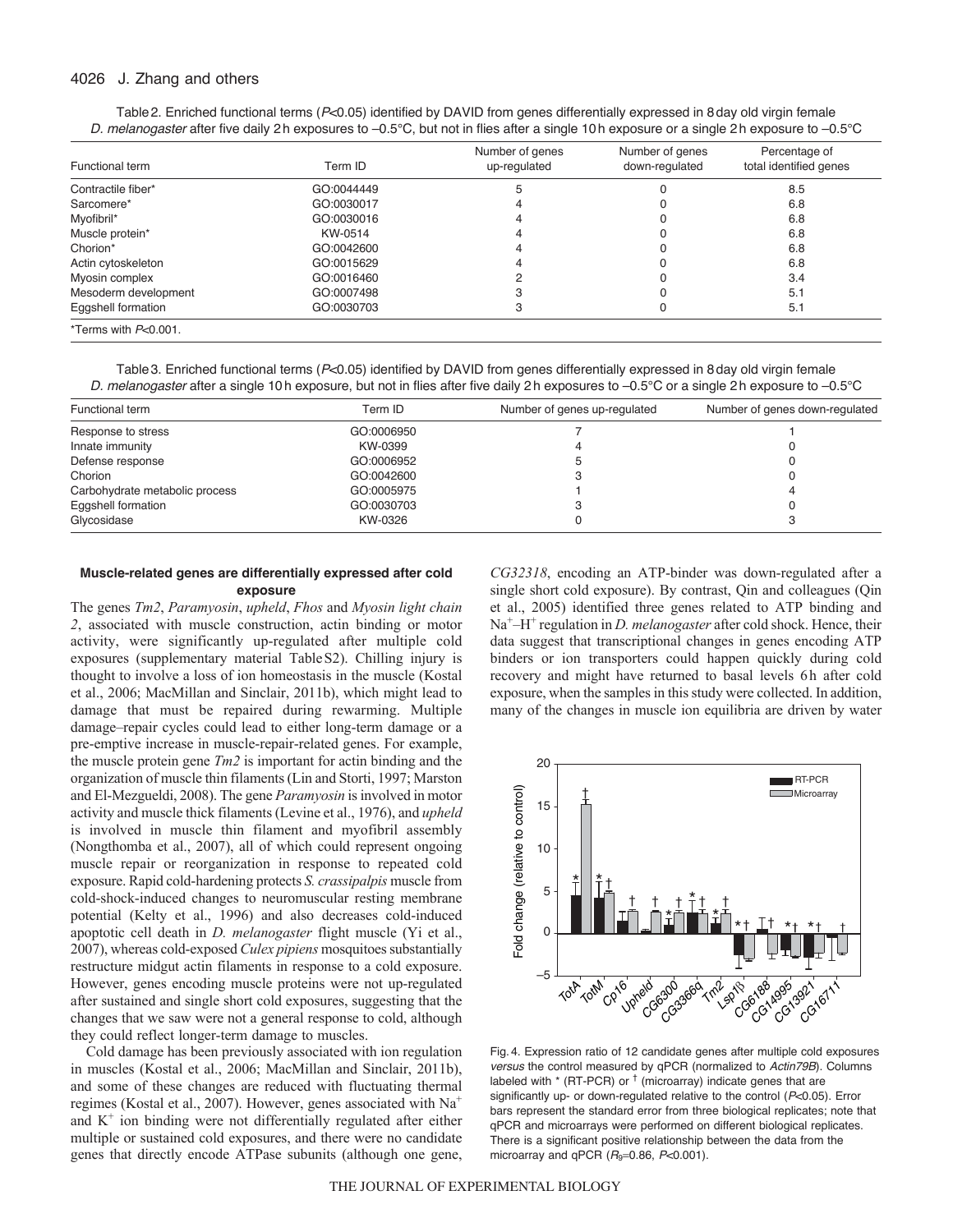Table 2. Enriched functional terms ($P<0.05$) identified by DAVID from genes differentially expressed in 8 day old virgin female *D. melanogaster* after five daily 2 h exposures to –0.5°C, but not in flies after a single 10 h exposure or a single 2 h exposure to –0.5°C

| Functional term | Term ID | Number of genes up-regulated | Number of genes down-regulated | Percentage of total identified genes |
|---|---|---|---|---|
| Contractile fiber* | GO:0044449 | 5 | 0 | 8.5 |
| Sarcomere* | GO:0030017 | 4 | 0 | 6.8 |
| Myofibril* | GO:0030016 | 4 | 0 | 6.8 |
| Muscle protein* | KW-0514 | 4 | 0 | 6.8 |
| Chorion* | GO:0042600 | 4 | 0 | 6.8 |
| Actin cytoskeleton | GO:0015629 | 4 | 0 | 6.8 |
| Myosin complex | GO:0016460 | 2 | 0 | 3.4 |
| Mesoderm development | GO:0007498 | 3 | 0 | 5.1 |
| Eggshell formation | GO:0030703 | 3 | 0 | 5.1 |

*Terms with $P<0.001$.

Table 3. Enriched functional terms ($P<0.05$) identified by DAVID from genes differentially expressed in 8 day old virgin female *D. melanogaster* after a single 10 h exposure, but not in flies after five daily 2 h exposures to –0.5°C or a single 2 h exposure to –0.5°C

| Functional term | Term ID | Number of genes up-regulated | Number of genes down-regulated |
|---|---|---|---|
| Response to stress | GO:0006950 | 7 | 1 |
| Innate immunity | KW-0399 | 4 | 0 |
| Defense response | GO:0006952 | 5 | 0 |
| Chorion | GO:0042600 | 3 | 0 |
| Carbohydrate metabolic process | GO:0005975 | 1 | 4 |
| Eggshell formation | GO:0030703 | 3 | 0 |
| Glycosidase | KW-0326 | 0 | 3 |

### Muscle-related genes are differentially expressed after cold exposure

The genes *Tm2*, *Paramyosin*, *upheld*, *Fhos* and *Myosin light chain 2*, associated with muscle construction, actin binding or motor activity, were significantly up-regulated after multiple cold exposures (supplementary material Table S2). Chilling injury is thought to involve a loss of ion homeostasis in the muscle (Kostal et al., 2006; MacMillan and Sinclair, 2011b), which might lead to damage that must be repaired during rewarming. Multiple damage–repair cycles could lead to either long-term damage or a pre-emptive increase in muscle-repair-related genes. For example, the muscle protein gene *Tm2* is important for actin binding and the organization of muscle thin filaments (Lin and Storti, 1997; Marston and El-Mezgueldi, 2008). The gene *Paramyosin* is involved in motor activity and muscle thick filaments (Levine et al., 1976), and *upheld* is involved in muscle thin filament and myofibril assembly (Nongthomba et al., 2007), all of which could represent ongoing muscle repair or reorganization in response to repeated cold exposure. Rapid cold-hardening protects *S. crassipalpis* muscle from cold-shock-induced changes to neuromuscular resting membrane potential (Kelty et al., 1996) and also decreases cold-induced apoptotic cell death in *D. melanogaster* flight muscle (Yi et al., 2007), whereas cold-exposed *Culex pipiens* mosquitoes substantially restructure midgut actin filaments in response to a cold exposure. However, genes encoding muscle proteins were not up-regulated after sustained and single short cold exposures, suggesting that the changes that we saw were not a general response to cold, although they could reflect longer-term damage to muscles.

Cold damage has been previously associated with ion regulation in muscles (Kostal et al., 2006; MacMillan and Sinclair, 2011b), and some of these changes are reduced with fluctuating thermal regimes (Kostal et al., 2007). However, genes associated with $Na^+$ and $K^+$ ion binding were not differentially regulated after either multiple or sustained cold exposures, and there were no candidate genes that directly encode ATPase subunits (although one gene, *CG32318*, encoding an ATP-binder was down-regulated after a single short cold exposure). By contrast, Qin and colleagues (Qin et al., 2005) identified three genes related to ATP binding and $Na^+$–$H^+$ regulation in *D. melanogaster* after cold shock. Hence, their data suggest that transcriptional changes in genes encoding ATP binders or ion transporters could happen quickly during cold recovery and might have returned to basal levels 6 h after cold exposure, when the samples in this study were collected. In addition, many of the changes in muscle ion equilibria are driven by water

Fig. 4. Expression ratio of 12 candidate genes after multiple cold exposures *versus* the control measured by qPCR (normalized to *Actin79B*). Columns labeled with * (RT-PCR) or † (microarray) indicate genes that are significantly up- or down-regulated relative to the control ($P<0.05$). Error bars represent the standard error from three biological replicates; note that qPCR and microarrays were performed on different biological replicates. There is a significant positive relationship between the data from the microarray and qPCR ($R_9=0.86$, $P<0.001$).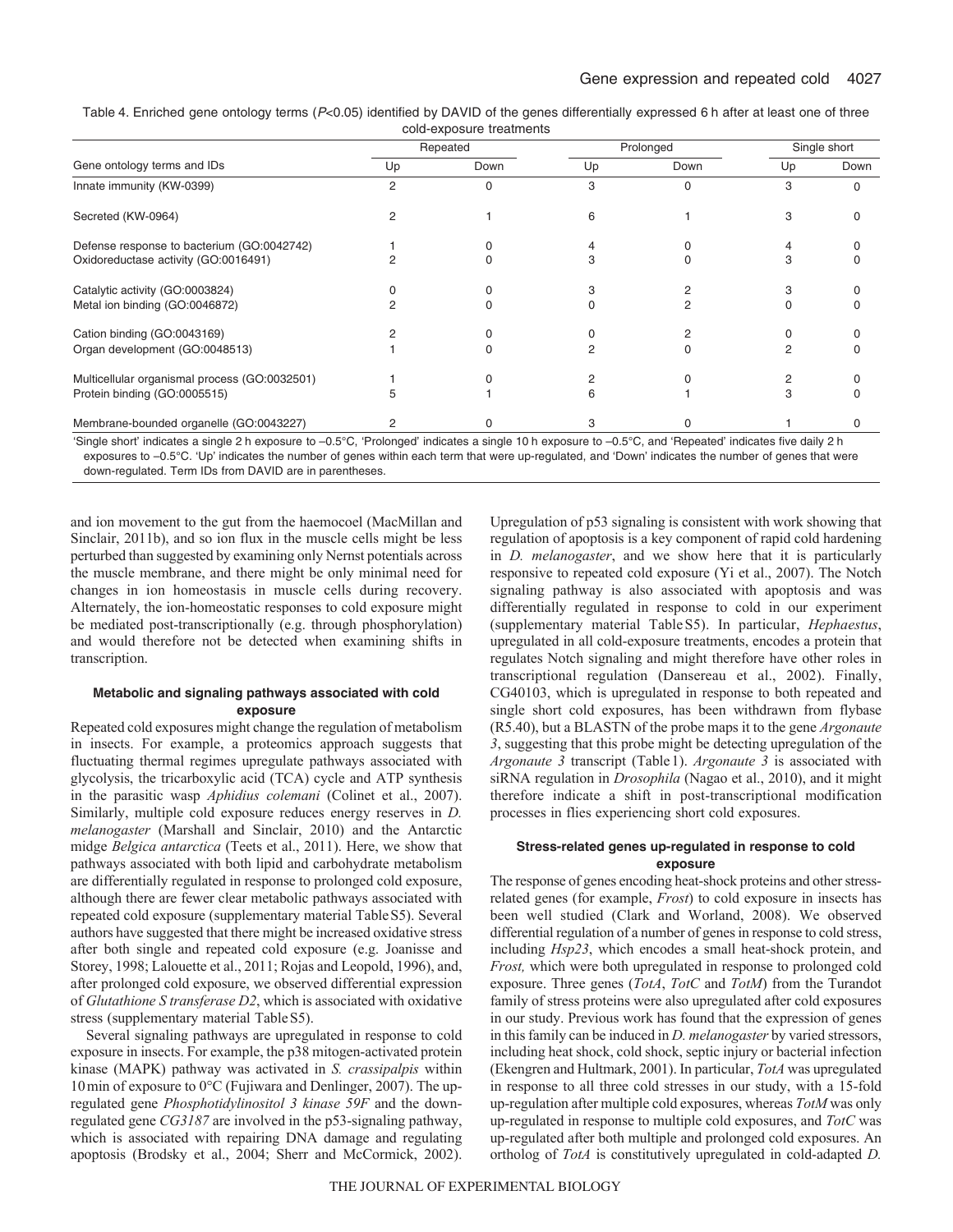Table 4. Enriched gene ontology terms ($P$<0.05) identified by DAVID of the genes differentially expressed 6 h after at least one of three cold-exposure treatments

| Gene ontology terms and IDs | Repeated | | Prolonged | | Single short | |
|---|---|---|---|---|---|---|
| | Up | Down | Up | Down | Up | Down |
| Innate immunity (KW-0399) | 2 | 0 | 3 | 0 | 3 | 0 |
| Secreted (KW-0964) | 2 | 1 | 6 | 1 | 3 | 0 |
| Defense response to bacterium (GO:0042742) | 1 | 0 | 4 | 0 | 4 | 0 |
| Oxidoreductase activity (GO:0016491) | 2 | 0 | 3 | 0 | 3 | 0 |
| Catalytic activity (GO:0003824) | 0 | 0 | 3 | 2 | 3 | 0 |
| Metal ion binding (GO:0046872) | 2 | 0 | 0 | 2 | 0 | 0 |
| Cation binding (GO:0043169) | 2 | 0 | 0 | 2 | 0 | 0 |
| Organ development (GO:0048513) | 1 | 0 | 2 | 0 | 2 | 0 |
| Multicellular organismal process (GO:0032501) | 1 | 0 | 2 | 0 | 2 | 0 |
| Protein binding (GO:0005515) | 5 | 1 | 6 | 1 | 3 | 0 |
| Membrane-bounded organelle (GO:0043227) | 2 | 0 | 3 | 0 | 1 | 0 |

'Single short' indicates a single 2 h exposure to –0.5°C, 'Prolonged' indicates a single 10 h exposure to –0.5°C, and 'Repeated' indicates five daily 2 h exposures to –0.5°C. 'Up' indicates the number of genes within each term that were up-regulated, and 'Down' indicates the number of genes that were down-regulated. Term IDs from DAVID are in parentheses.

and ion movement to the gut from the haemocoel (MacMillan and Sinclair, 2011b), and so ion flux in the muscle cells might be less perturbed than suggested by examining only Nernst potentials across the muscle membrane, and there might be only minimal need for changes in ion homeostasis in muscle cells during recovery. Alternately, the ion-homeostatic responses to cold exposure might be mediated post-transcriptionally (e.g. through phosphorylation) and would therefore not be detected when examining shifts in transcription.

### Metabolic and signaling pathways associated with cold exposure

Repeated cold exposures might change the regulation of metabolism in insects. For example, a proteomics approach suggests that fluctuating thermal regimes upregulate pathways associated with glycolysis, the tricarboxylic acid (TCA) cycle and ATP synthesis in the parasitic wasp *Aphidius colemani* (Colinet et al., 2007). Similarly, multiple cold exposure reduces energy reserves in *D. melanogaster* (Marshall and Sinclair, 2010) and the Antarctic midge *Belgica antarctica* (Teets et al., 2011). Here, we show that pathways associated with both lipid and carbohydrate metabolism are differentially regulated in response to prolonged cold exposure, although there are fewer clear metabolic pathways associated with repeated cold exposure (supplementary material Table S5). Several authors have suggested that there might be increased oxidative stress after both single and repeated cold exposure (e.g. Joanisse and Storey, 1998; Lalouette et al., 2011; Rojas and Leopold, 1996), and, after prolonged cold exposure, we observed differential expression of *Glutathione S transferase D2*, which is associated with oxidative stress (supplementary material Table S5).

Several signaling pathways are upregulated in response to cold exposure in insects. For example, the p38 mitogen-activated protein kinase (MAPK) pathway was activated in *S. crassipalpis* within 10 min of exposure to 0°C (Fujiwara and Denlinger, 2007). The up-regulated gene *Phosphotidylinositol 3 kinase 59F* and the down-regulated gene *CG3187* are involved in the p53-signaling pathway, which is associated with repairing DNA damage and regulating apoptosis (Brodsky et al., 2004; Sherr and McCormick, 2002). Upregulation of p53 signaling is consistent with work showing that regulation of apoptosis is a key component of rapid cold hardening in *D. melanogaster*, and we show here that it is particularly responsive to repeated cold exposure (Yi et al., 2007). The Notch signaling pathway is also associated with apoptosis and was differentially regulated in response to cold in our experiment (supplementary material Table S5). In particular, *Hephaestus*, upregulated in all cold-exposure treatments, encodes a protein that regulates Notch signaling and might therefore have other roles in transcriptional regulation (Dansereau et al., 2002). Finally, CG40103, which is upregulated in response to both repeated and single short cold exposures, has been withdrawn from flybase (R5.40), but a BLASTN of the probe maps it to the gene *Argonaute 3*, suggesting that this probe might be detecting upregulation of the *Argonaute 3* transcript (Table 1). *Argonaute 3* is associated with siRNA regulation in *Drosophila* (Nagao et al., 2010), and it might therefore indicate a shift in post-transcriptional modification processes in flies experiencing short cold exposures.

### Stress-related genes up-regulated in response to cold exposure

The response of genes encoding heat-shock proteins and other stress-related genes (for example, *Frost*) to cold exposure in insects has been well studied (Clark and Worland, 2008). We observed differential regulation of a number of genes in response to cold stress, including *Hsp23*, which encodes a small heat-shock protein, and *Frost,* which were both upregulated in response to prolonged cold exposure. Three genes (*TotA*, *TotC* and *TotM*) from the Turandot family of stress proteins were also upregulated after cold exposures in our study. Previous work has found that the expression of genes in this family can be induced in *D. melanogaster* by varied stressors, including heat shock, cold shock, septic injury or bacterial infection (Ekengren and Hultmark, 2001). In particular, *TotA* was upregulated in response to all three cold stresses in our study, with a 15-fold up-regulation after multiple cold exposures, whereas *TotM* was only up-regulated in response to multiple cold exposures, and *TotC* was up-regulated after both multiple and prolonged cold exposures. An ortholog of *TotA* is constitutively upregulated in cold-adapted *D.*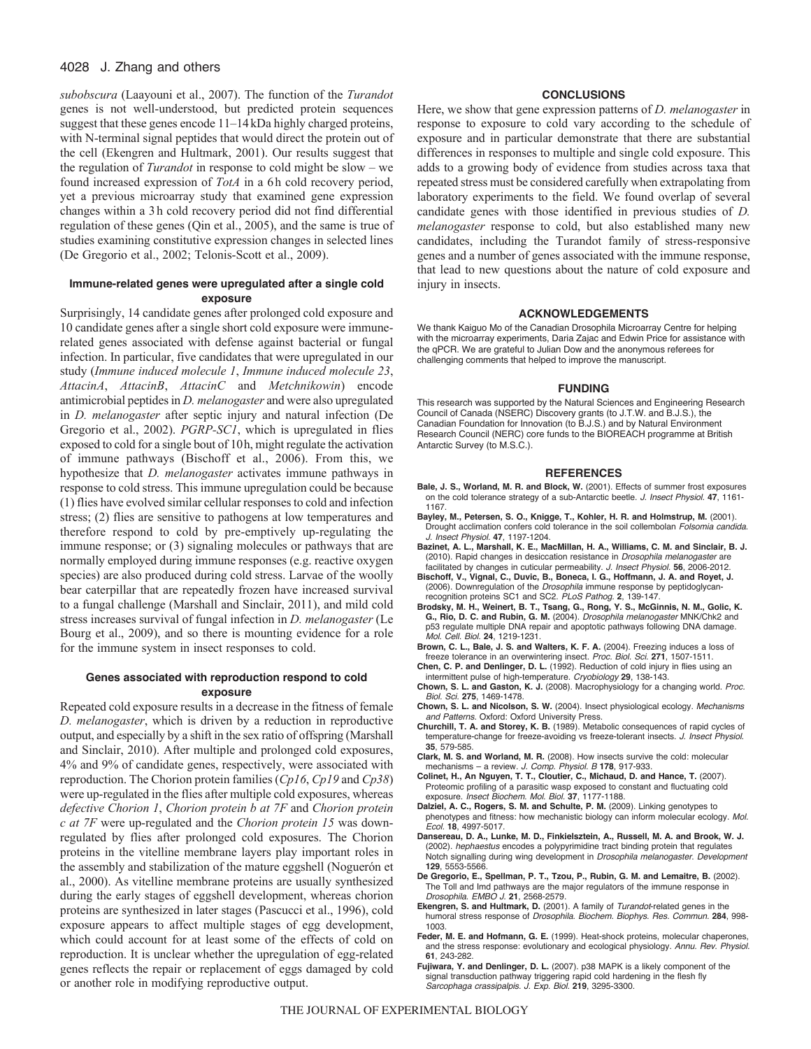*subobscura* (Laayouni et al., 2007). The function of the *Turandot* genes is not well-understood, but predicted protein sequences suggest that these genes encode 11–14 kDa highly charged proteins, with N-terminal signal peptides that would direct the protein out of the cell (Ekengren and Hultmark, 2001). Our results suggest that the regulation of *Turandot* in response to cold might be slow – we found increased expression of *TotA* in a 6 h cold recovery period, yet a previous microarray study that examined gene expression changes within a 3 h cold recovery period did not find differential regulation of these genes (Qin et al., 2005), and the same is true of studies examining constitutive expression changes in selected lines (De Gregorio et al., 2002; Telonis-Scott et al., 2009).

### Immune-related genes were upregulated after a single cold exposure

Surprisingly, 14 candidate genes after prolonged cold exposure and 10 candidate genes after a single short cold exposure were immune-related genes associated with defense against bacterial or fungal infection. In particular, five candidates that were upregulated in our study (*Immune induced molecule 1*, *Immune induced molecule 23*, *AttacinA*, *AttacinB*, *AttacinC* and *Metchnikowin*) encode antimicrobial peptides in *D. melanogaster* and were also upregulated in *D. melanogaster* after septic injury and natural infection (De Gregorio et al., 2002). *PGRP-SC1*, which is upregulated in flies exposed to cold for a single bout of 10 h, might regulate the activation of immune pathways (Bischoff et al., 2006). From this, we hypothesize that *D. melanogaster* activates immune pathways in response to cold stress. This immune upregulation could be because (1) flies have evolved similar cellular responses to cold and infection stress; (2) flies are sensitive to pathogens at low temperatures and therefore respond to cold by pre-emptively up-regulating the immune response; or (3) signaling molecules or pathways that are normally employed during immune responses (e.g. reactive oxygen species) are also produced during cold stress. Larvae of the woolly bear caterpillar that are repeatedly frozen have increased survival to a fungal challenge (Marshall and Sinclair, 2011), and mild cold stress increases survival of fungal infection in *D. melanogaster* (Le Bourg et al., 2009), and so there is mounting evidence for a role for the immune system in insect responses to cold.

### Genes associated with reproduction respond to cold exposure

Repeated cold exposure results in a decrease in the fitness of female *D. melanogaster*, which is driven by a reduction in reproductive output, and especially by a shift in the sex ratio of offspring (Marshall and Sinclair, 2010). After multiple and prolonged cold exposures, 4% and 9% of candidate genes, respectively, were associated with reproduction. The Chorion protein families (*Cp16*, *Cp19* and *Cp38*) were up-regulated in the flies after multiple cold exposures, whereas *defective Chorion 1*, *Chorion protein b at 7F* and *Chorion protein c at 7F* were up-regulated and the *Chorion protein 15* was down-regulated by flies after prolonged cold exposures. The Chorion proteins in the vitelline membrane layers play important roles in the assembly and stabilization of the mature eggshell (Noguerón et al., 2000). As vitelline membrane proteins are usually synthesized during the early stages of eggshell development, whereas chorion proteins are synthesized in later stages (Pascucci et al., 1996), cold exposure appears to affect multiple stages of egg development, which could account for at least some of the effects of cold on reproduction. It is unclear whether the upregulation of egg-related genes reflects the repair or replacement of eggs damaged by cold or another role in modifying reproductive output.

## CONCLUSIONS

Here, we show that gene expression patterns of *D. melanogaster* in response to exposure to cold vary according to the schedule of exposure and in particular demonstrate that there are substantial differences in responses to multiple and single cold exposure. This adds to a growing body of evidence from studies across taxa that repeated stress must be considered carefully when extrapolating from laboratory experiments to the field. We found overlap of several candidate genes with those identified in previous studies of *D. melanogaster* response to cold, but also established many new candidates, including the Turandot family of stress-responsive genes and a number of genes associated with the immune response, that lead to new questions about the nature of cold exposure and injury in insects.

## ACKNOWLEDGEMENTS

We thank Kaiguo Mo of the Canadian Drosophila Microarray Centre for helping with the microarray experiments, Daria Zajac and Edwin Price for assistance with the qPCR. We are grateful to Julian Dow and the anonymous referees for challenging comments that helped to improve the manuscript.

## FUNDING

This research was supported by the Natural Sciences and Engineering Research Council of Canada (NSERC) Discovery grants (to J.T.W. and B.J.S.), the Canadian Foundation for Innovation (to B.J.S.) and by Natural Environment Research Council (NERC) core funds to the BIOREACH programme at British Antarctic Survey (to M.S.C.).

## REFERENCES

**Bale, J. S., Worland, M. R. and Block, W.** (2001). Effects of summer frost exposures on the cold tolerance strategy of a sub-Antarctic beetle. *J. Insect Physiol.* **47**, 1161-1167.

**Bayley, M., Petersen, S. O., Knigge, T., Kohler, H. R. and Holmstrup, M.** (2001). Drought acclimation confers cold tolerance in the soil collembolan *Folsomia candida*. *J. Insect Physiol.* **47**, 1197-1204.

**Bazinet, A. L., Marshall, K. E., MacMillan, H. A., Williams, C. M. and Sinclair, B. J.** (2010). Rapid changes in desiccation resistance in *Drosophila melanogaster* are facilitated by changes in cuticular permeability. *J. Insect Physiol.* **56**, 2006-2012.

**Bischoff, V., Vignal, C., Duvic, B., Boneca, I. G., Hoffmann, J. A. and Royet, J.** (2006). Downregulation of the *Drosophila* immune response by peptidoglycan-recognition proteins SC1 and SC2. *PLoS Pathog.* **2**, 139-147.

**Brodsky, M. H., Weinert, B. T., Tsang, G., Rong, Y. S., McGinnis, N. M., Golic, K. G., Rio, D. C. and Rubin, G. M.** (2004). *Drosophila melanogaster* MNK/Chk2 and p53 regulate multiple DNA repair and apoptotic pathways following DNA damage. *Mol. Cell. Biol.* **24**, 1219-1231.

**Brown, C. L., Bale, J. S. and Walters, K. F. A.** (2004). Freezing induces a loss of freeze tolerance in an overwintering insect. *Proc. Biol. Sci.* **271**, 1507-1511.

**Chen, C. P. and Denlinger, D. L.** (1992). Reduction of cold injury in flies using an intermittent pulse of high-temperature. *Cryobiology* **29**, 138-143.

**Chown, S. L. and Gaston, K. J.** (2008). Macrophysiology for a changing world. *Proc. Biol. Sci.* **275**, 1469-1478.

**Chown, S. L. and Nicolson, S. W.** (2004). Insect physiological ecology. *Mechanisms and Patterns*. Oxford: Oxford University Press.

**Churchill, T. A. and Storey, K. B.** (1989). Metabolic consequences of rapid cycles of temperature-change for freeze-avoiding vs freeze-tolerant insects. *J. Insect Physiol.* **35**, 579-585.

**Clark, M. S. and Worland, M. R.** (2008). How insects survive the cold: molecular mechanisms – a review. *J. Comp. Physiol. B* **178**, 917-933.

**Colinet, H., An Nguyen, T. T., Cloutier, C., Michaud, D. and Hance, T.** (2007). Proteomic profiling of a parasitic wasp exposed to constant and fluctuating cold exposure. *Insect Biochem. Mol. Biol.* **37**, 1177-1188.

**Dalziel, A. C., Rogers, S. M. and Schulte, P. M.** (2009). Linking genotypes to phenotypes and fitness: how mechanistic biology can inform molecular ecology. *Mol. Ecol.* **18**, 4997-5017.

**Dansereau, D. A., Lunke, M. D., Finkielsztein, A., Russell, M. A. and Brook, W. J.** (2002). *hephaestus* encodes a polypyrimidine tract binding protein that regulates Notch signalling during wing development in *Drosophila melanogaster*. *Development* **129**, 5553-5566.

**De Gregorio, E., Spellman, P. T., Tzou, P., Rubin, G. M. and Lemaitre, B.** (2002). The Toll and Imd pathways are the major regulators of the immune response in *Drosophila*. *EMBO J.* **21**, 2568-2579.

**Ekengren, S. and Hultmark, D.** (2001). A family of *Turandot*-related genes in the humoral stress response of *Drosophila*. *Biochem. Biophys. Res. Commun.* **284**, 998-1003.

**Feder, M. E. and Hofmann, G. E.** (1999). Heat-shock proteins, molecular chaperones, and the stress response: evolutionary and ecological physiology. *Annu. Rev. Physiol.* **61**, 243-282.

**Fujiwara, Y. and Denlinger, D. L.** (2007). p38 MAPK is a likely component of the signal transduction pathway triggering rapid cold hardening in the flesh fly *Sarcophaga crassipalpis*. *J. Exp. Biol.* **219**, 3295-3300.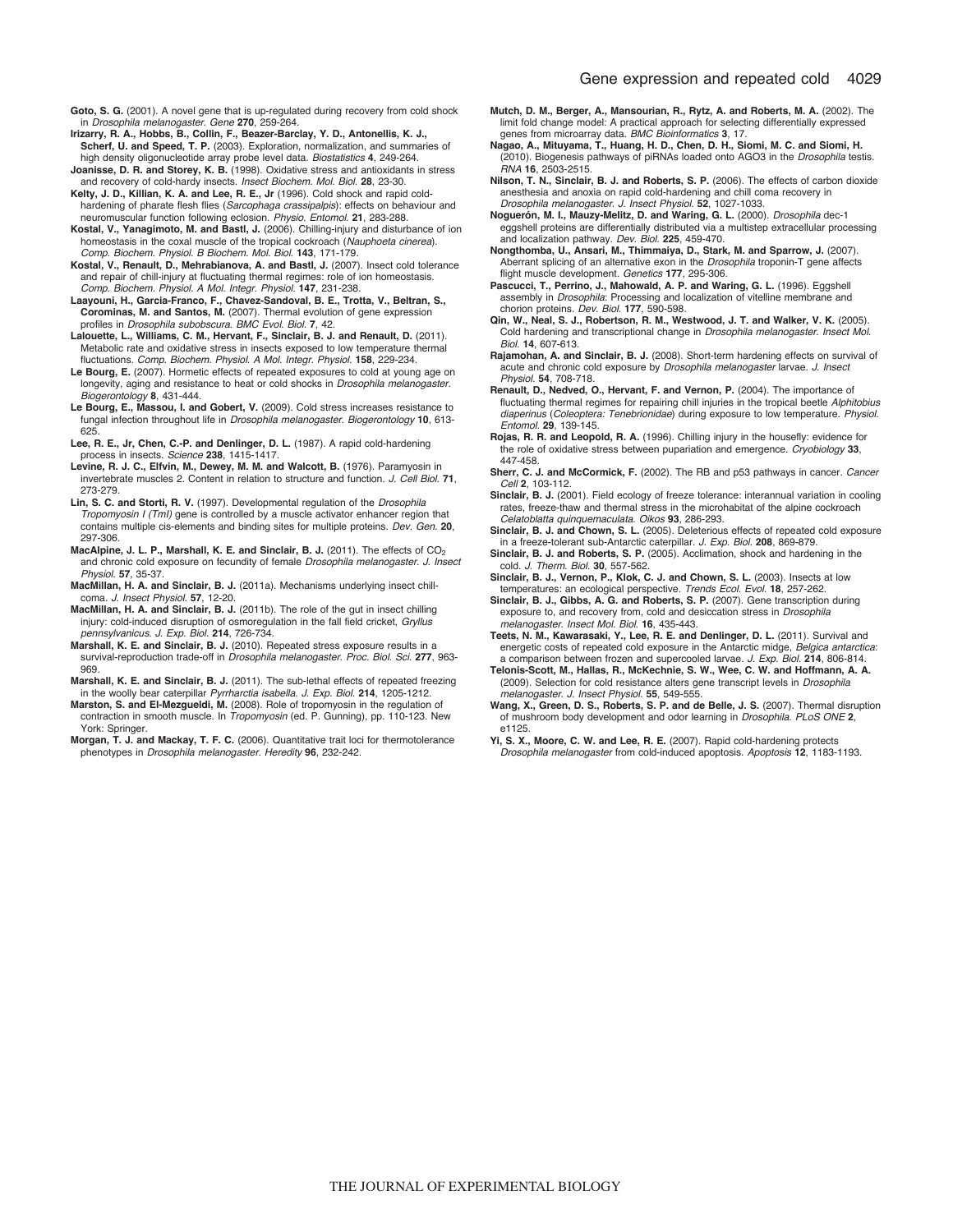**Goto, S. G.** (2001). A novel gene that is up-regulated during recovery from cold shock in *Drosophila melanogaster*. *Gene* **270**, 259-264.

**Irizarry, R. A., Hobbs, B., Collin, F., Beazer-Barclay, Y. D., Antonellis, K. J., Scherf, U. and Speed, T. P.** (2003). Exploration, normalization, and summaries of high density oligonucleotide array probe level data. *Biostatistics* **4**, 249-264.

**Joanisse, D. R. and Storey, K. B.** (1998). Oxidative stress and antioxidants in stress and recovery of cold-hardy insects. *Insect Biochem. Mol. Biol.* **28**, 23-30.

**Kelty, J. D., Killian, K. A. and Lee, R. E., Jr** (1996). Cold shock and rapid cold-hardening of pharate flesh flies (*Sarcophaga crassipalpis*): effects on behaviour and neuromuscular function following eclosion. *Physio. Entomol.* **21**, 283-288.

**Kostal, V., Yanagimoto, M. and Bastl, J.** (2006). Chilling-injury and disturbance of ion homeostasis in the coxal muscle of the tropical cockroach (*Nauphoeta cinerea*). *Comp. Biochem. Physiol. B Biochem. Mol. Biol.* **143**, 171-179.

**Kostal, V., Renault, D., Mehrabianova, A. and Bastl, J.** (2007). Insect cold tolerance and repair of chill-injury at fluctuating thermal regimes: role of ion homeostasis. *Comp. Biochem. Physiol. A Mol. Integr. Physiol.* **147**, 231-238.

**Laayouni, H., Garcia-Franco, F., Chavez-Sandoval, B. E., Trotta, V., Beltran, S., Corominas, M. and Santos, M.** (2007). Thermal evolution of gene expression profiles in *Drosophila subobscura*. *BMC Evol. Biol.* **7**, 42.

**Lalouette, L., Williams, C. M., Hervant, F., Sinclair, B. J. and Renault, D.** (2011). Metabolic rate and oxidative stress in insects exposed to low temperature thermal fluctuations. *Comp. Biochem. Physiol. A Mol. Integr. Physiol.* **158**, 229-234.

**Le Bourg, E.** (2007). Hormetic effects of repeated exposures to cold at young age on longevity, aging and resistance to heat or cold shocks in *Drosophila melanogaster*. *Biogerontology* **8**, 431-444.

**Le Bourg, E., Massou, I. and Gobert, V.** (2009). Cold stress increases resistance to fungal infection throughout life in *Drosophila melanogaster*. *Biogerontology* **10**, 613-625.

**Lee, R. E., Jr, Chen, C.-P. and Denlinger, D. L.** (1987). A rapid cold-hardening process in insects. *Science* **238**, 1415-1417.

**Levine, R. J. C., Elfvin, M., Dewey, M. M. and Walcott, B.** (1976). Paramyosin in invertebrate muscles 2. Content in relation to structure and function. *J. Cell Biol.* **71**, 273-279.

**Lin, S. C. and Storti, R. V.** (1997). Developmental regulation of the *Drosophila Tropomyosin I (TmI)* gene is controlled by a muscle activator enhancer region that contains multiple cis-elements and binding sites for multiple proteins. *Dev. Gen.* **20**, 297-306.

**MacAlpine, J. L. P., Marshall, K. E. and Sinclair, B. J.** (2011). The effects of $CO_2$ and chronic cold exposure on fecundity of female *Drosophila melanogaster*. *J. Insect Physiol.* **57**, 35-37.

**MacMillan, H. A. and Sinclair, B. J.** (2011a). Mechanisms underlying insect chill-coma. *J. Insect Physiol.* **57**, 12-20.

**MacMillan, H. A. and Sinclair, B. J.** (2011b). The role of the gut in insect chilling injury: cold-induced disruption of osmoregulation in the fall field cricket, *Gryllus pennsylvanicus*. *J. Exp. Biol.* **214**, 726-734.

**Marshall, K. E. and Sinclair, B. J.** (2010). Repeated stress exposure results in a survival-reproduction trade-off in *Drosophila melanogaster*. *Proc. Biol. Sci.* **277**, 963-969.

**Marshall, K. E. and Sinclair, B. J.** (2011). The sub-lethal effects of repeated freezing in the woolly bear caterpillar *Pyrrharctia isabella*. *J. Exp. Biol.* **214**, 1205-1212.

**Marston, S. and El-Mezgueldi, M.** (2008). Role of tropomyosin in the regulation of contraction in smooth muscle. In *Tropomyosin* (ed. P. Gunning), pp. 110-123. New York: Springer.

**Morgan, T. J. and Mackay, T. F. C.** (2006). Quantitative trait loci for thermotolerance phenotypes in *Drosophila melanogaster*. *Heredity* **96**, 232-242.

**Mutch, D. M., Berger, A., Mansourian, R., Rytz, A. and Roberts, M. A.** (2002). The limit fold change model: A practical approach for selecting differentially expressed genes from microarray data. *BMC Bioinformatics* **3**, 17.

**Nagao, A., Mituyama, T., Huang, H. D., Chen, D. H., Siomi, M. C. and Siomi, H.** (2010). Biogenesis pathways of piRNAs loaded onto AGO3 in the *Drosophila* testis. *RNA* **16**, 2503-2515.

**Nilson, T. N., Sinclair, B. J. and Roberts, S. P.** (2006). The effects of carbon dioxide anesthesia and anoxia on rapid cold-hardening and chill coma recovery in *Drosophila melanogaster*. *J. Insect Physiol.* **52**, 1027-1033.

**Noguerón, M. I., Mauzy-Melitz, D. and Waring, G. L.** (2000). *Drosophila* dec-1 eggshell proteins are differentially distributed via a multistep extracellular processing and localization pathway. *Dev. Biol.* **225**, 459-470.

**Nongthomba, U., Ansari, M., Thimmaiya, D., Stark, M. and Sparrow, J.** (2007). Aberrant splicing of an alternative exon in the *Drosophila* troponin-T gene affects flight muscle development. *Genetics* **177**, 295-306.

**Pascucci, T., Perrino, J., Mahowald, A. P. and Waring, G. L.** (1996). Eggshell assembly in *Drosophila*: Processing and localization of vitelline membrane and chorion proteins. *Dev. Biol.* **177**, 590-598.

**Qin, W., Neal, S. J., Robertson, R. M., Westwood, J. T. and Walker, V. K.** (2005). Cold hardening and transcriptional change in *Drosophila melanogaster*. *Insect Mol. Biol.* **14**, 607-613.

**Rajamohan, A. and Sinclair, B. J.** (2008). Short-term hardening effects on survival of acute and chronic cold exposure by *Drosophila melanogaster* larvae. *J. Insect Physiol.* **54**, 708-718.

**Renault, D., Nedved, O., Hervant, F. and Vernon, P.** (2004). The importance of fluctuating thermal regimes for repairing chill injuries in the tropical beetle *Alphitobius diaperinus* (*Coleoptera: Tenebrionidae*) during exposure to low temperature. *Physiol. Entomol.* **29**, 139-145.

**Rojas, R. R. and Leopold, R. A.** (1996). Chilling injury in the housefly: evidence for the role of oxidative stress between pupariation and emergence. *Cryobiology* **33**, 447-458.

**Sherr, C. J. and McCormick, F.** (2002). The RB and p53 pathways in cancer. *Cancer Cell* **2**, 103-112.

**Sinclair, B. J.** (2001). Field ecology of freeze tolerance: interannual variation in cooling rates, freeze-thaw and thermal stress in the microhabitat of the alpine cockroach *Celatoblatta quinquemaculata*. *Oikos* **93**, 286-293.

**Sinclair, B. J. and Chown, S. L.** (2005). Deleterious effects of repeated cold exposure in a freeze-tolerant sub-Antarctic caterpillar. *J. Exp. Biol.* **208**, 869-879.

**Sinclair, B. J. and Roberts, S. P.** (2005). Acclimation, shock and hardening in the cold. *J. Therm. Biol.* **30**, 557-562.

**Sinclair, B. J., Vernon, P., Klok, C. J. and Chown, S. L.** (2003). Insects at low temperatures: an ecological perspective. *Trends Ecol. Evol.* **18**, 257-262.

**Sinclair, B. J., Gibbs, A. G. and Roberts, S. P.** (2007). Gene transcription during exposure to, and recovery from, cold and desiccation stress in *Drosophila melanogaster*. *Insect Mol. Biol.* **16**, 435-443.

**Teets, N. M., Kawarasaki, Y., Lee, R. E. and Denlinger, D. L.** (2011). Survival and energetic costs of repeated cold exposure in the Antarctic midge, *Belgica antarctica*: a comparison between frozen and supercooled larvae. *J. Exp. Biol.* **214**, 806-814.

**Telonis-Scott, M., Hallas, R., McKechnie, S. W., Wee, C. W. and Hoffmann, A. A.** (2009). Selection for cold resistance alters gene transcript levels in *Drosophila melanogaster*. *J. Insect Physiol.* **55**, 549-555.

**Wang, X., Green, D. S., Roberts, S. P. and de Belle, J. S.** (2007). Thermal disruption of mushroom body development and odor learning in *Drosophila*. *PLoS ONE* **2**, e1125.

**Yi, S. X., Moore, C. W. and Lee, R. E.** (2007). Rapid cold-hardening protects *Drosophila melanogaster* from cold-induced apoptosis. *Apoptosis* **12**, 1183-1193.